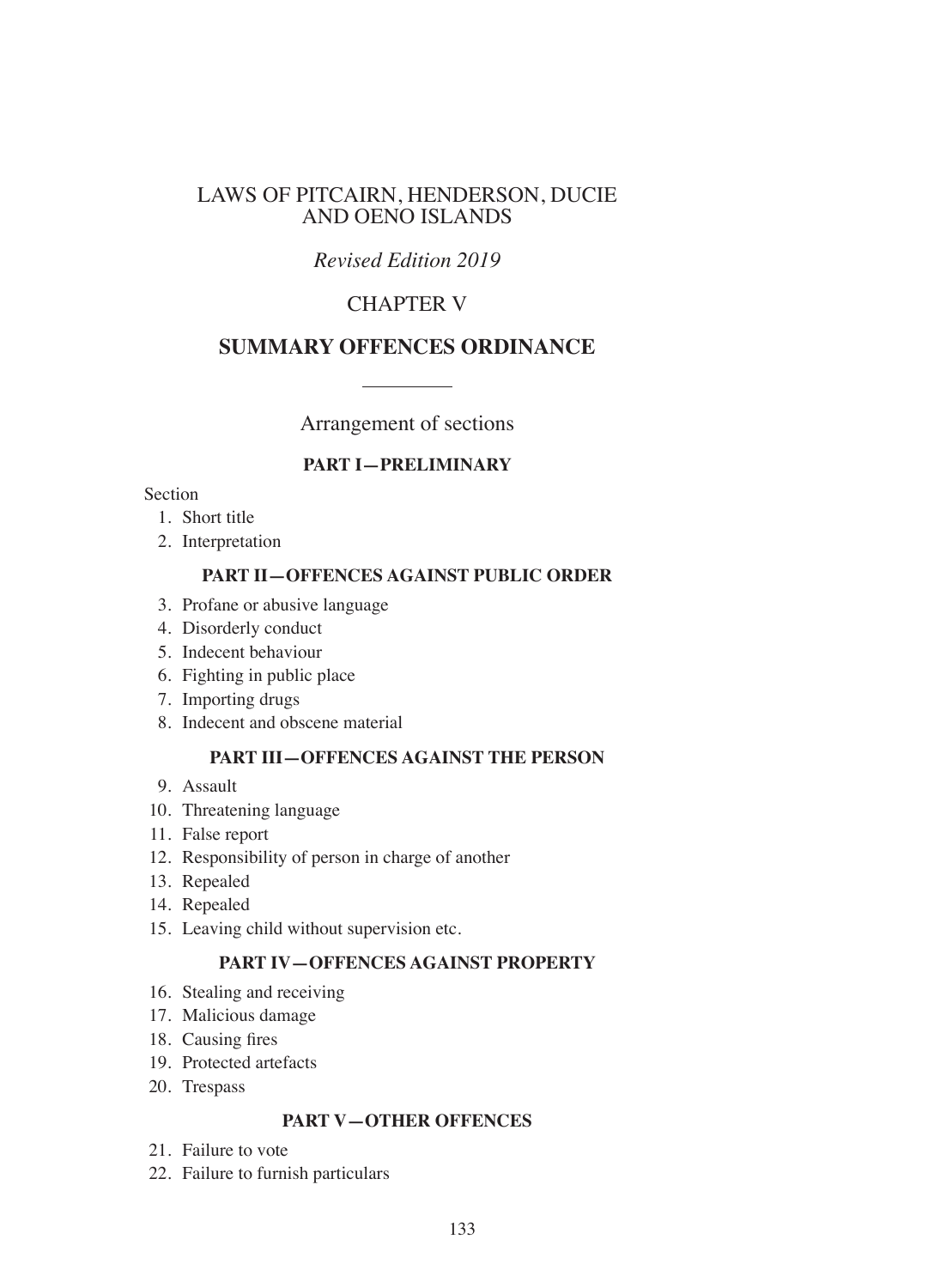# LAWS OF PITCAIRN, HENDERSON, DUCIE AND OENO ISLANDS

*Revised Edition 2019*

## CHAPTER V

## SUMMARY OFFENCES ORDINANCE

Arrangement of sections

### PART I—PRELIMINARY

Section

1. Short title
2. Interpretation

### PART II—OFFENCES AGAINST PUBLIC ORDER

3. Profane or abusive language
4. Disorderly conduct
5. Indecent behaviour
6. Fighting in public place
7. Importing drugs
8. Indecent and obscene material

### PART III—OFFENCES AGAINST THE PERSON

9. Assault
10. Threatening language
11. False report
12. Responsibility of person in charge of another
13. Repealed
14. Repealed
15. Leaving child without supervision etc.

### PART IV—OFFENCES AGAINST PROPERTY

16. Stealing and receiving
17. Malicious damage
18. Causing fires
19. Protected artefacts
20. Trespass

### PART V—OTHER OFFENCES

21. Failure to vote
22. Failure to furnish particulars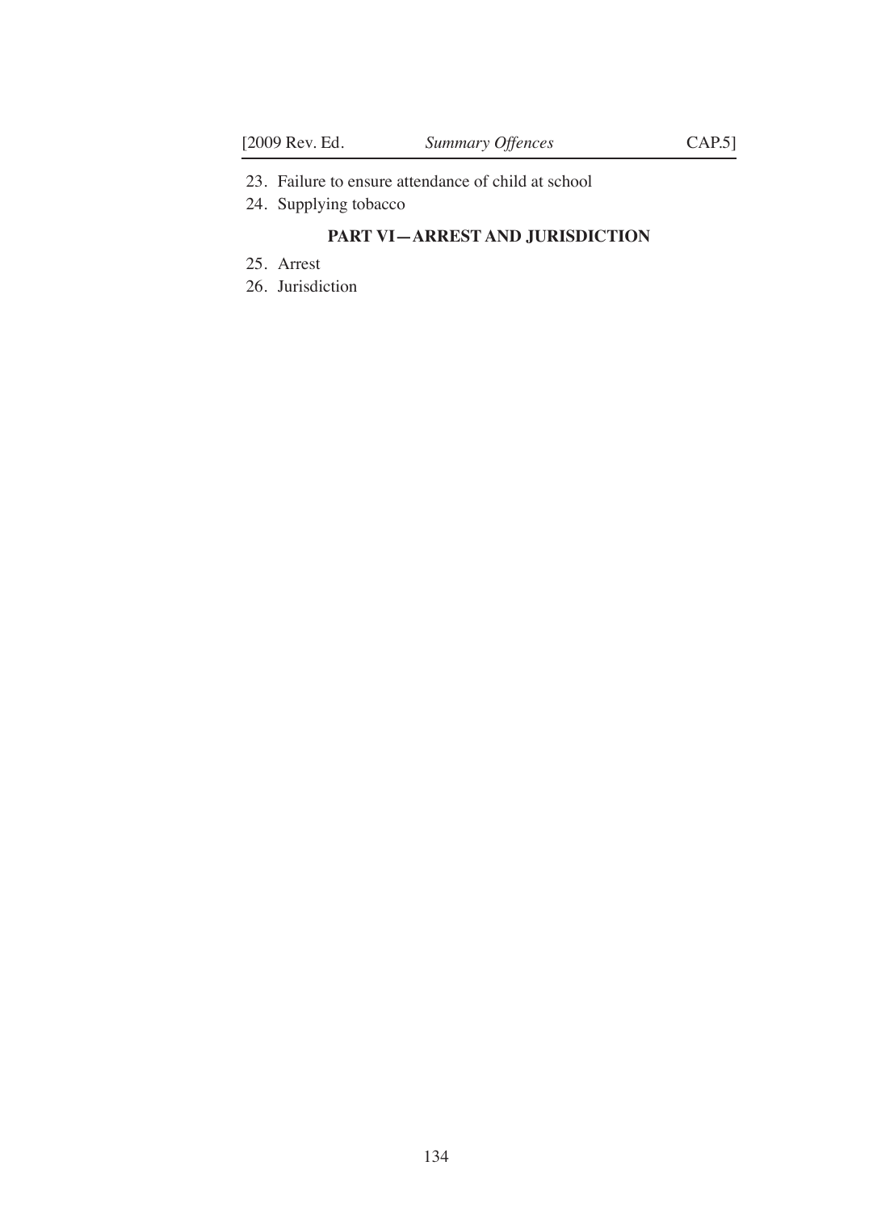23. Failure to ensure attendance of child at school

24. Supplying tobacco

## PART VI—ARREST AND JURISDICTION

25. Arrest

26. Jurisdiction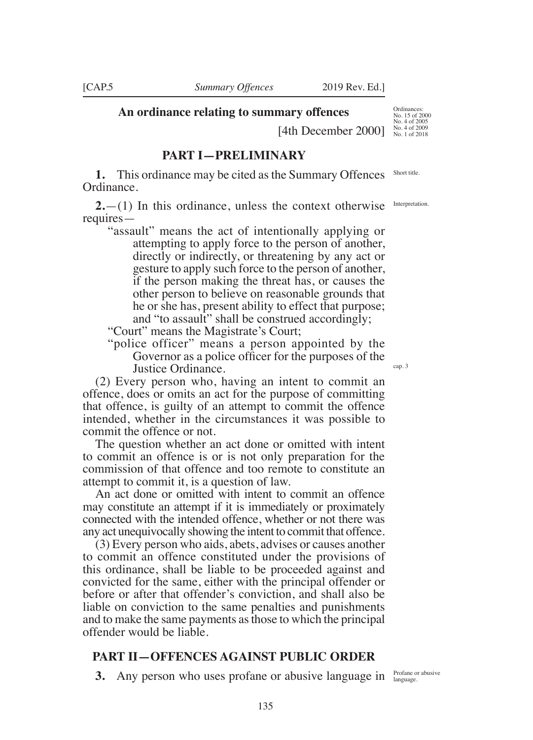## An ordinance relating to summary offences

Ordinances: No. 15 of 2000 No. 4 of 2005 No. 4 of 2009 No. 1 of 2018

[4th December 2000]

## PART I—PRELIMINARY

**1.** This ordinance may be cited as the Summary Offences Ordinance.

Short title.

**2.**—(1) In this ordinance, unless the context otherwise requires—

Interpretation.

"assault" means the act of intentionally applying or attempting to apply force to the person of another, directly or indirectly, or threatening by any act or gesture to apply such force to the person of another, if the person making the threat has, or causes the other person to believe on reasonable grounds that he or she has, present ability to effect that purpose; and "to assault" shall be construed accordingly;

"Court" means the Magistrate's Court;

"police officer" means a person appointed by the Governor as a police officer for the purposes of the Justice Ordinance.

cap. 3

(2) Every person who, having an intent to commit an offence, does or omits an act for the purpose of committing that offence, is guilty of an attempt to commit the offence intended, whether in the circumstances it was possible to commit the offence or not.

The question whether an act done or omitted with intent to commit an offence is or is not only preparation for the commission of that offence and too remote to constitute an attempt to commit it, is a question of law.

An act done or omitted with intent to commit an offence may constitute an attempt if it is immediately or proximately connected with the intended offence, whether or not there was any act unequivocally showing the intent to commit that offence.

(3) Every person who aids, abets, advises or causes another to commit an offence constituted under the provisions of this ordinance, shall be liable to be proceeded against and convicted for the same, either with the principal offender or before or after that offender's conviction, and shall also be liable on conviction to the same penalties and punishments and to make the same payments as those to which the principal offender would be liable.

## PART II—OFFENCES AGAINST PUBLIC ORDER

**3.** Any person who uses profane or abusive language in

Profane or abusive language.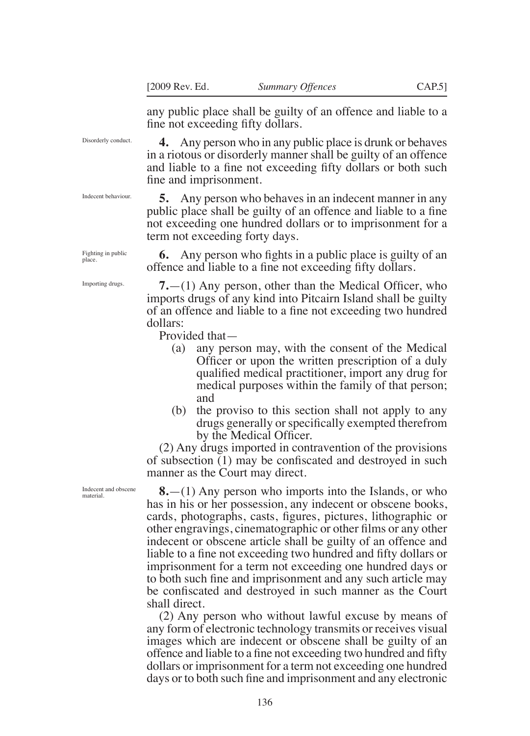any public place shall be guilty of an offence and liable to a fine not exceeding fifty dollars.

Disorderly conduct.

**4.** Any person who in any public place is drunk or behaves in a riotous or disorderly manner shall be guilty of an offence and liable to a fine not exceeding fifty dollars or both such fine and imprisonment.

Indecent behaviour.

**5.** Any person who behaves in an indecent manner in any public place shall be guilty of an offence and liable to a fine not exceeding one hundred dollars or to imprisonment for a term not exceeding forty days.

Fighting in public place.

**6.** Any person who fights in a public place is guilty of an offence and liable to a fine not exceeding fifty dollars.

Importing drugs.

**7.**—(1) Any person, other than the Medical Officer, who imports drugs of any kind into Pitcairn Island shall be guilty of an offence and liable to a fine not exceeding two hundred dollars:

Provided that—

(a) any person may, with the consent of the Medical Officer or upon the written prescription of a duly qualified medical practitioner, import any drug for medical purposes within the family of that person; and

(b) the proviso to this section shall not apply to any drugs generally or specifically exempted therefrom by the Medical Officer.

(2) Any drugs imported in contravention of the provisions of subsection (1) may be confiscated and destroyed in such manner as the Court may direct.

Indecent and obscene material.

**8.**—(1) Any person who imports into the Islands, or who has in his or her possession, any indecent or obscene books, cards, photographs, casts, figures, pictures, lithographic or other engravings, cinematographic or other films or any other indecent or obscene article shall be guilty of an offence and liable to a fine not exceeding two hundred and fifty dollars or imprisonment for a term not exceeding one hundred days or to both such fine and imprisonment and any such article may be confiscated and destroyed in such manner as the Court shall direct.

(2) Any person who without lawful excuse by means of any form of electronic technology transmits or receives visual images which are indecent or obscene shall be guilty of an offence and liable to a fine not exceeding two hundred and fifty dollars or imprisonment for a term not exceeding one hundred days or to both such fine and imprisonment and any electronic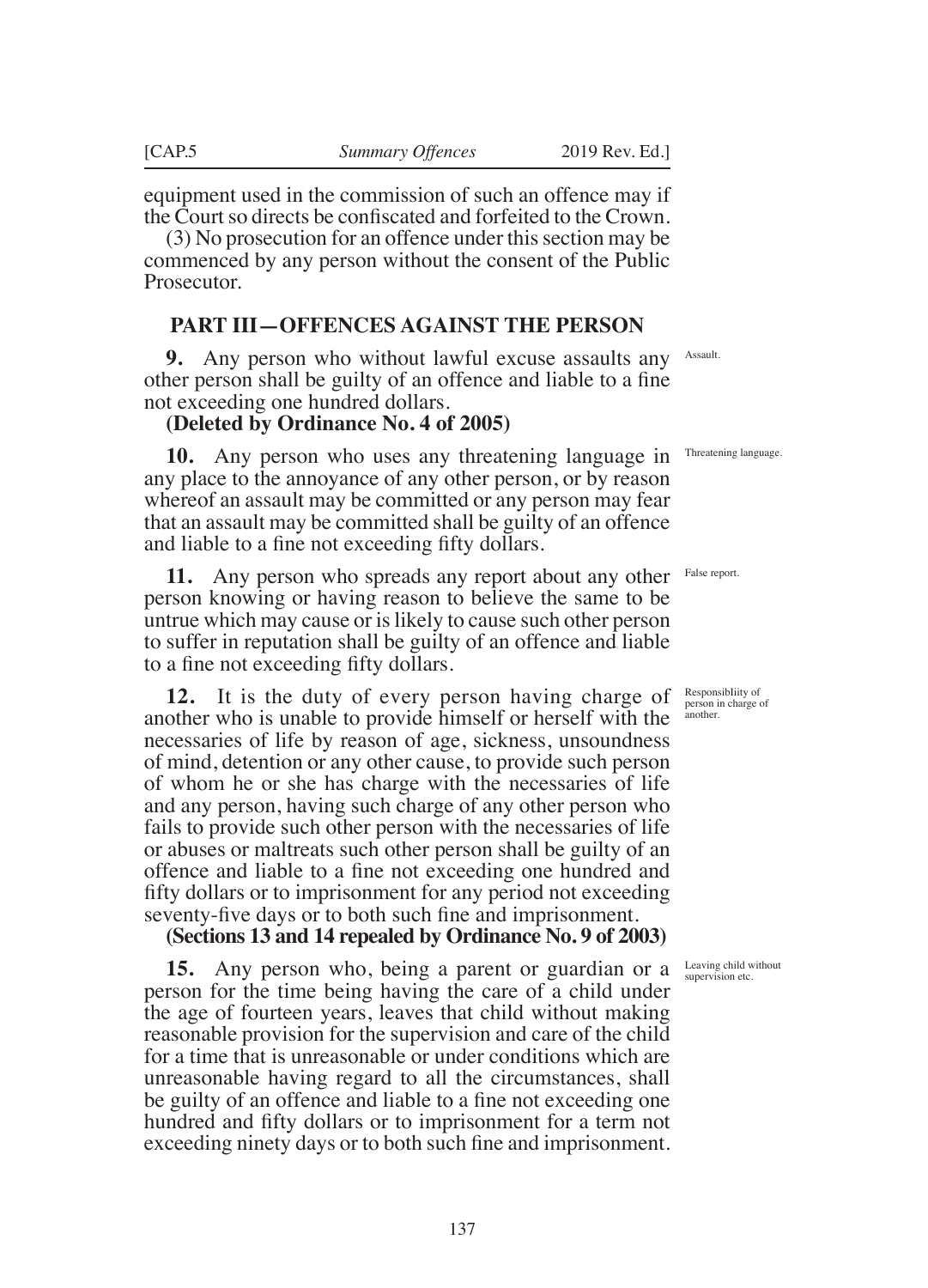equipment used in the commission of such an offence may if the Court so directs be confiscated and forfeited to the Crown.

(3) No prosecution for an offence under this section may be commenced by any person without the consent of the Public Prosecutor.

## PART III—OFFENCES AGAINST THE PERSON

Assault.

**9.** Any person who without lawful excuse assaults any other person shall be guilty of an offence and liable to a fine not exceeding one hundred dollars.

**(Deleted by Ordinance No. 4 of 2005)**

Threatening language.

**10.** Any person who uses any threatening language in any place to the annoyance of any other person, or by reason whereof an assault may be committed or any person may fear that an assault may be committed shall be guilty of an offence and liable to a fine not exceeding fifty dollars.

False report.

**11.** Any person who spreads any report about any other person knowing or having reason to believe the same to be untrue which may cause or is likely to cause such other person to suffer in reputation shall be guilty of an offence and liable to a fine not exceeding fifty dollars.

Responsiblity of person in charge of another.

**12.** It is the duty of every person having charge of another who is unable to provide himself or herself with the necessaries of life by reason of age, sickness, unsoundness of mind, detention or any other cause, to provide such person of whom he or she has charge with the necessaries of life and any person, having such charge of any other person who fails to provide such other person with the necessaries of life or abuses or maltreats such other person shall be guilty of an offence and liable to a fine not exceeding one hundred and fifty dollars or to imprisonment for any period not exceeding seventy-five days or to both such fine and imprisonment.

**(Sections 13 and 14 repealed by Ordinance No. 9 of 2003)**

Leaving child without supervision etc.

**15.** Any person who, being a parent or guardian or a person for the time being having the care of a child under the age of fourteen years, leaves that child without making reasonable provision for the supervision and care of the child for a time that is unreasonable or under conditions which are unreasonable having regard to all the circumstances, shall be guilty of an offence and liable to a fine not exceeding one hundred and fifty dollars or to imprisonment for a term not exceeding ninety days or to both such fine and imprisonment.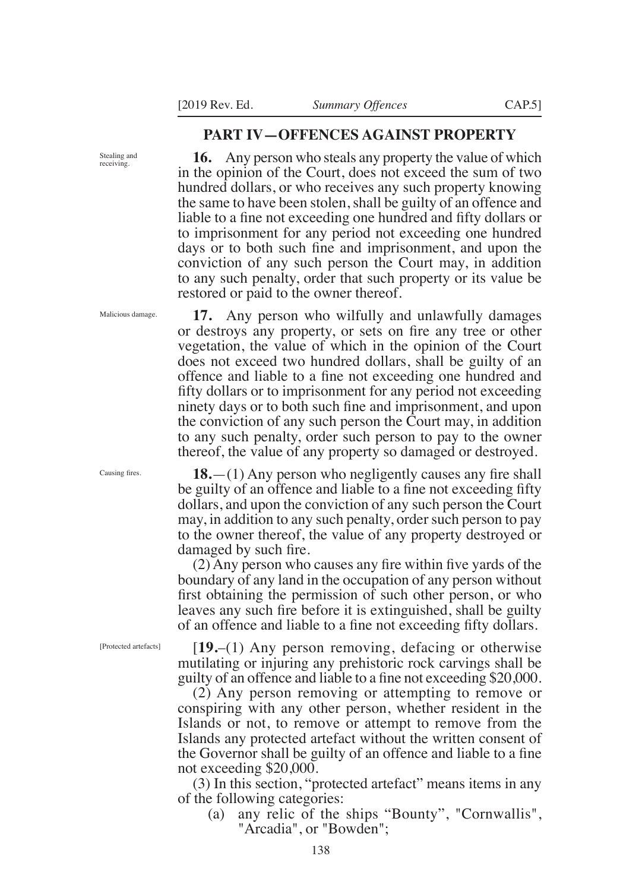## PART IV—OFFENCES AGAINST PROPERTY

Stealing and receiving.

**16.** Any person who steals any property the value of which in the opinion of the Court, does not exceed the sum of two hundred dollars, or who receives any such property knowing the same to have been stolen, shall be guilty of an offence and liable to a fine not exceeding one hundred and fifty dollars or to imprisonment for any period not exceeding one hundred days or to both such fine and imprisonment, and upon the conviction of any such person the Court may, in addition to any such penalty, order that such property or its value be restored or paid to the owner thereof.

Malicious damage.

**17.** Any person who wilfully and unlawfully damages or destroys any property, or sets on fire any tree or other vegetation, the value of which in the opinion of the Court does not exceed two hundred dollars, shall be guilty of an offence and liable to a fine not exceeding one hundred and fifty dollars or to imprisonment for any period not exceeding ninety days or to both such fine and imprisonment, and upon the conviction of any such person the Court may, in addition to any such penalty, order such person to pay to the owner thereof, the value of any property so damaged or destroyed.

Causing fires.

**18.**—(1) Any person who negligently causes any fire shall be guilty of an offence and liable to a fine not exceeding fifty dollars, and upon the conviction of any such person the Court may, in addition to any such penalty, order such person to pay to the owner thereof, the value of any property destroyed or damaged by such fire.

(2) Any person who causes any fire within five yards of the boundary of any land in the occupation of any person without first obtaining the permission of such other person, or who leaves any such fire before it is extinguished, shall be guilty of an offence and liable to a fine not exceeding fifty dollars.

[Protected artefacts]

[**19.**–(1) Any person removing, defacing or otherwise mutilating or injuring any prehistoric rock carvings shall be guilty of an offence and liable to a fine not exceeding $20,000.

(2) Any person removing or attempting to remove or conspiring with any other person, whether resident in the Islands or not, to remove or attempt to remove from the Islands any protected artefact without the written consent of the Governor shall be guilty of an offence and liable to a fine not exceeding $20,000.

(3) In this section, "protected artefact" means items in any of the following categories:

(a) any relic of the ships "Bounty", "Cornwallis", "Arcadia", or "Bowden";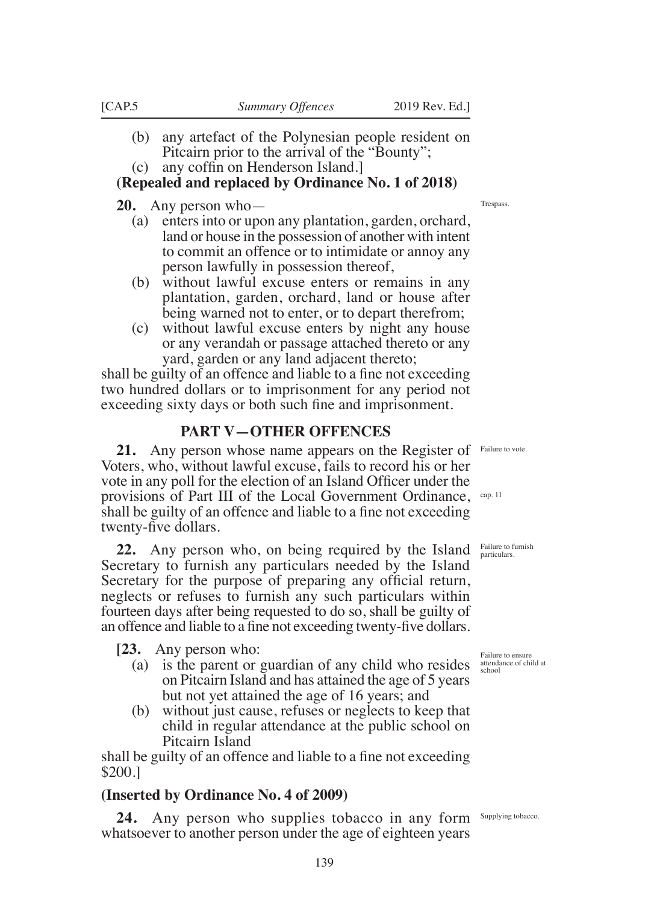- (b) any artefact of the Polynesian people resident on Pitcairn prior to the arrival of the "Bounty";
- (c) any coffin on Henderson Island.]

**(Repealed and replaced by Ordinance No. 1 of 2018)**

Trespass.

**20.** Any person who—

- (a) enters into or upon any plantation, garden, orchard, land or house in the possession of another with intent to commit an offence or to intimidate or annoy any person lawfully in possession thereof,
- (b) without lawful excuse enters or remains in any plantation, garden, orchard, land or house after being warned not to enter, or to depart therefrom;
- (c) without lawful excuse enters by night any house or any verandah or passage attached thereto or any yard, garden or any land adjacent thereto;

shall be guilty of an offence and liable to a fine not exceeding two hundred dollars or to imprisonment for any period not exceeding sixty days or both such fine and imprisonment.

## PART V—OTHER OFFENCES

Failure to vote.

**21.** Any person whose name appears on the Register of Voters, who, without lawful excuse, fails to record his or her vote in any poll for the election of an Island Officer under the provisions of Part III of the Local Government Ordinance, shall be guilty of an offence and liable to a fine not exceeding twenty-five dollars.

cap. 11

Failure to furnish particulars.

**22.** Any person who, on being required by the Island Secretary to furnish any particulars needed by the Island Secretary for the purpose of preparing any official return, neglects or refuses to furnish any such particulars within fourteen days after being requested to do so, shall be guilty of an offence and liable to a fine not exceeding twenty-five dollars.

Failure to ensure attendance of child at school

**[23.** Any person who:

- (a) is the parent or guardian of any child who resides on Pitcairn Island and has attained the age of 5 years but not yet attained the age of 16 years; and
- (b) without just cause, refuses or neglects to keep that child in regular attendance at the public school on Pitcairn Island

shall be guilty of an offence and liable to a fine not exceeding $200.]

**(Inserted by Ordinance No. 4 of 2009)**

Supplying tobacco.

**24.** Any person who supplies tobacco in any form whatsoever to another person under the age of eighteen years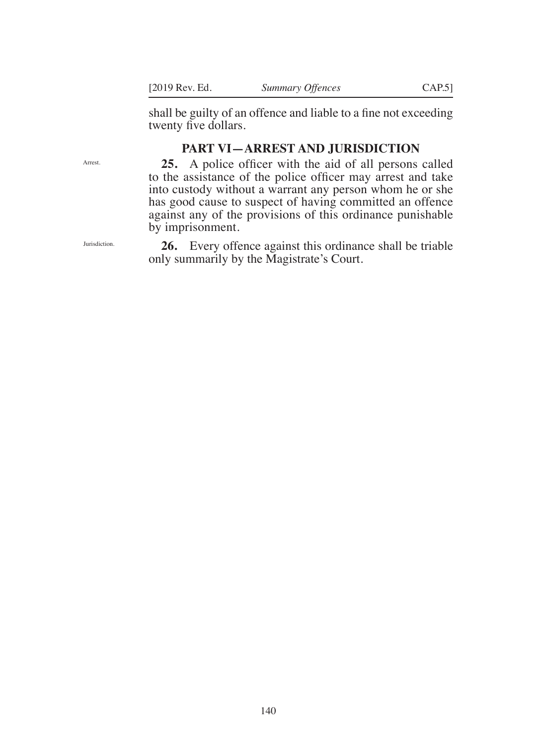shall be guilty of an offence and liable to a fine not exceeding twenty five dollars.

## PART VI—ARREST AND JURISDICTION

Arrest.

**25.** A police officer with the aid of all persons called to the assistance of the police officer may arrest and take into custody without a warrant any person whom he or she has good cause to suspect of having committed an offence against any of the provisions of this ordinance punishable by imprisonment.

Jurisdiction.

**26.** Every offence against this ordinance shall be triable only summarily by the Magistrate's Court.